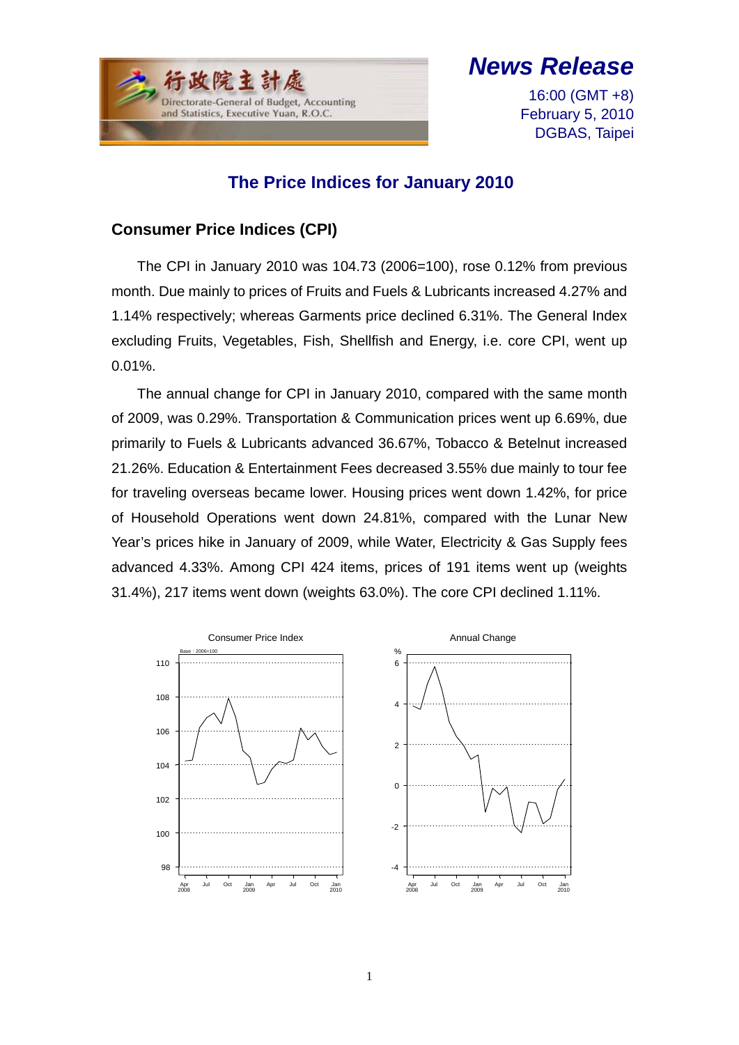行政院主計處
Directorate-General of Budget, Accounting and Statistics, Executive Yuan, R.O.C.

**News Release**

16:00 (GMT +8)
February 5, 2010
DGBAS, Taipei

# The Price Indices for January 2010

## Consumer Price Indices (CPI)

The CPI in January 2010 was 104.73 (2006=100), rose 0.12% from previous month. Due mainly to prices of Fruits and Fuels & Lubricants increased 4.27% and 1.14% respectively; whereas Garments price declined 6.31%. The General Index excluding Fruits, Vegetables, Fish, Shellfish and Energy, i.e. core CPI, went up 0.01%.

The annual change for CPI in January 2010, compared with the same month of 2009, was 0.29%. Transportation & Communication prices went up 6.69%, due primarily to Fuels & Lubricants advanced 36.67%, Tobacco & Betelnut increased 21.26%. Education & Entertainment Fees decreased 3.55% due mainly to tour fee for traveling overseas became lower. Housing prices went down 1.42%, for price of Household Operations went down 24.81%, compared with the Lunar New Year's prices hike in January of 2009, while Water, Electricity & Gas Supply fees advanced 4.33%. Among CPI 424 items, prices of 191 items went up (weights 31.4%), 217 items went down (weights 63.0%). The core CPI declined 1.11%.

Consumer Price Index

Annual Change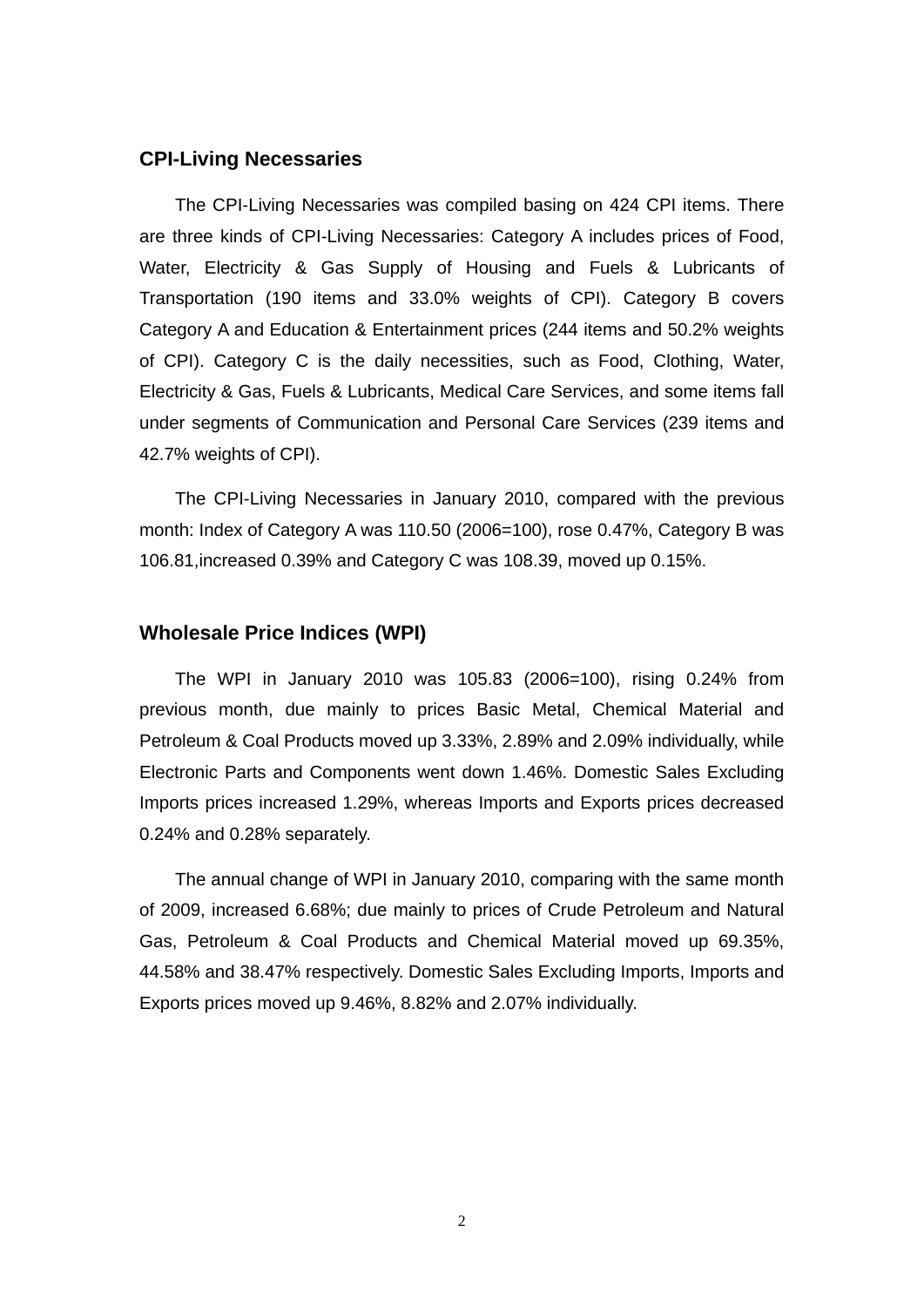## CPI-Living Necessaries

The CPI-Living Necessaries was compiled basing on 424 CPI items. There are three kinds of CPI-Living Necessaries: Category A includes prices of Food, Water, Electricity & Gas Supply of Housing and Fuels & Lubricants of Transportation (190 items and 33.0% weights of CPI). Category B covers Category A and Education & Entertainment prices (244 items and 50.2% weights of CPI). Category C is the daily necessities, such as Food, Clothing, Water, Electricity & Gas, Fuels & Lubricants, Medical Care Services, and some items fall under segments of Communication and Personal Care Services (239 items and 42.7% weights of CPI).

The CPI-Living Necessaries in January 2010, compared with the previous month: Index of Category A was 110.50 (2006=100), rose 0.47%, Category B was 106.81,increased 0.39% and Category C was 108.39, moved up 0.15%.

## Wholesale Price Indices (WPI)

The WPI in January 2010 was 105.83 (2006=100), rising 0.24% from previous month, due mainly to prices Basic Metal, Chemical Material and Petroleum & Coal Products moved up 3.33%, 2.89% and 2.09% individually, while Electronic Parts and Components went down 1.46%. Domestic Sales Excluding Imports prices increased 1.29%, whereas Imports and Exports prices decreased 0.24% and 0.28% separately.

The annual change of WPI in January 2010, comparing with the same month of 2009, increased 6.68%; due mainly to prices of Crude Petroleum and Natural Gas, Petroleum & Coal Products and Chemical Material moved up 69.35%, 44.58% and 38.47% respectively. Domestic Sales Excluding Imports, Imports and Exports prices moved up 9.46%, 8.82% and 2.07% individually.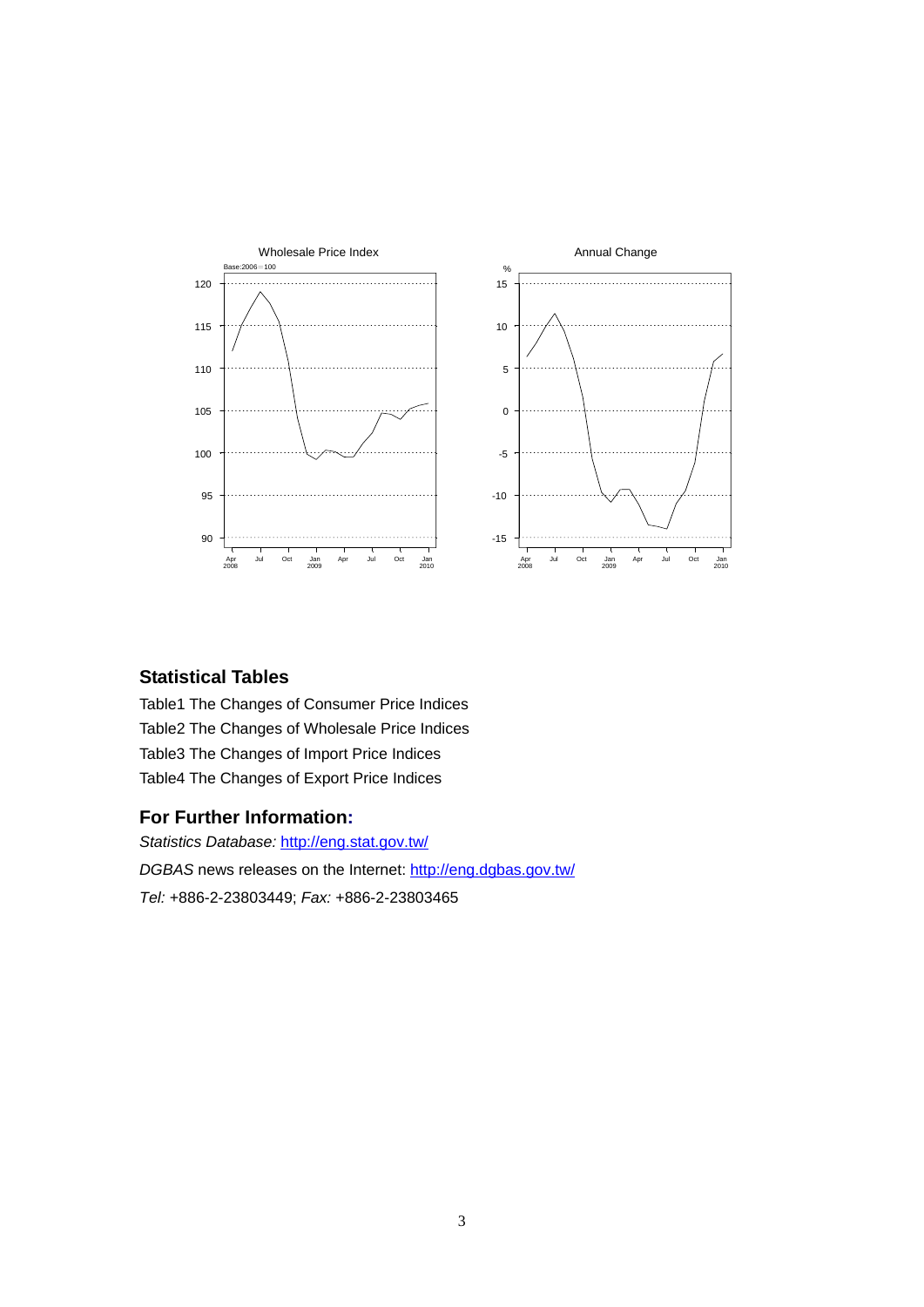Wholesale Price Index

Base:2006=100

Annual Change

## Statistical Tables

Table1 The Changes of Consumer Price Indices

Table2 The Changes of Wholesale Price Indices

Table3 The Changes of Import Price Indices

Table4 The Changes of Export Price Indices

## For Further Information:

*Statistics Database:* http://eng.stat.gov.tw/

*DGBAS* news releases on the Internet: http://eng.dgbas.gov.tw/

*Tel:* +886-2-23803449; *Fax:* +886-2-23803465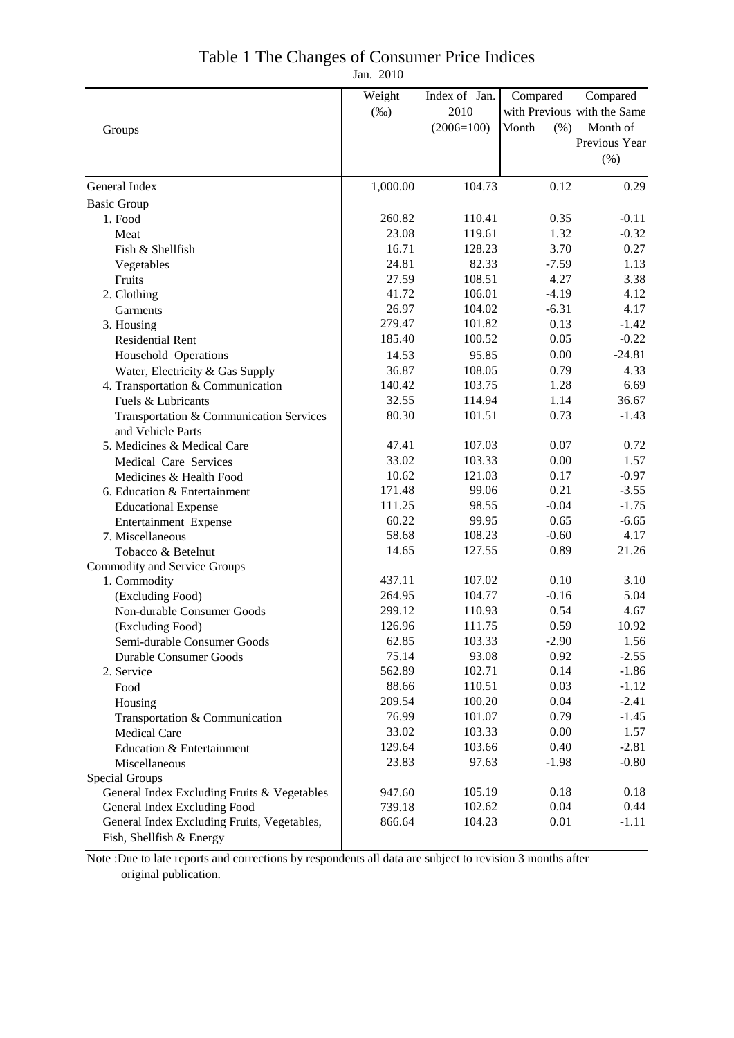# Table 1 The Changes of Consumer Price Indices

Jan. 2010

| Groups | Weight (‰) | Index of Jan. 2010 (2006=100) | Compared with Previous Month (%) | Compared with the Same Month of Previous Year (%) |
|---|---|---|---|---|
| General Index | 1,000.00 | 104.73 | 0.12 | 0.29 |
| Basic Group | | | | |
| 1. Food | 260.82 | 110.41 | 0.35 | -0.11 |
| Meat | 23.08 | 119.61 | 1.32 | -0.32 |
| Fish & Shellfish | 16.71 | 128.23 | 3.70 | 0.27 |
| Vegetables | 24.81 | 82.33 | -7.59 | 1.13 |
| Fruits | 27.59 | 108.51 | 4.27 | 3.38 |
| 2. Clothing | 41.72 | 106.01 | -4.19 | 4.12 |
| Garments | 26.97 | 104.02 | -6.31 | 4.17 |
| 3. Housing | 279.47 | 101.82 | 0.13 | -1.42 |
| Residential Rent | 185.40 | 100.52 | 0.05 | -0.22 |
| Household Operations | 14.53 | 95.85 | 0.00 | -24.81 |
| Water, Electricity & Gas Supply | 36.87 | 108.05 | 0.79 | 4.33 |
| 4. Transportation & Communication | 140.42 | 103.75 | 1.28 | 6.69 |
| Fuels & Lubricants | 32.55 | 114.94 | 1.14 | 36.67 |
| Transportation & Communication Services and Vehicle Parts | 80.30 | 101.51 | 0.73 | -1.43 |
| 5. Medicines & Medical Care | 47.41 | 107.03 | 0.07 | 0.72 |
| Medical Care Services | 33.02 | 103.33 | 0.00 | 1.57 |
| Medicines & Health Food | 10.62 | 121.03 | 0.17 | -0.97 |
| 6. Education & Entertainment | 171.48 | 99.06 | 0.21 | -3.55 |
| Educational Expense | 111.25 | 98.55 | -0.04 | -1.75 |
| Entertainment Expense | 60.22 | 99.95 | 0.65 | -6.65 |
| 7. Miscellaneous | 58.68 | 108.23 | -0.60 | 4.17 |
| Tobacco & Betelnut | 14.65 | 127.55 | 0.89 | 21.26 |
| Commodity and Service Groups | | | | |
| 1. Commodity | 437.11 | 107.02 | 0.10 | 3.10 |
| (Excluding Food) | 264.95 | 104.77 | -0.16 | 5.04 |
| Non-durable Consumer Goods | 299.12 | 110.93 | 0.54 | 4.67 |
| (Excluding Food) | 126.96 | 111.75 | 0.59 | 10.92 |
| Semi-durable Consumer Goods | 62.85 | 103.33 | -2.90 | 1.56 |
| Durable Consumer Goods | 75.14 | 93.08 | 0.92 | -2.55 |
| 2. Service | 562.89 | 102.71 | 0.14 | -1.86 |
| Food | 88.66 | 110.51 | 0.03 | -1.12 |
| Housing | 209.54 | 100.20 | 0.04 | -2.41 |
| Transportation & Communication | 76.99 | 101.07 | 0.79 | -1.45 |
| Medical Care | 33.02 | 103.33 | 0.00 | 1.57 |
| Education & Entertainment | 129.64 | 103.66 | 0.40 | -2.81 |
| Miscellaneous | 23.83 | 97.63 | -1.98 | -0.80 |
| Special Groups | | | | |
| General Index Excluding Fruits & Vegetables | 947.60 | 105.19 | 0.18 | 0.18 |
| General Index Excluding Food | 739.18 | 102.62 | 0.04 | 0.44 |
| General Index Excluding Fruits, Vegetables, Fish, Shellfish & Energy | 866.64 | 104.23 | 0.01 | -1.11 |

Note :Due to late reports and corrections by respondents all data are subject to revision 3 months after original publication.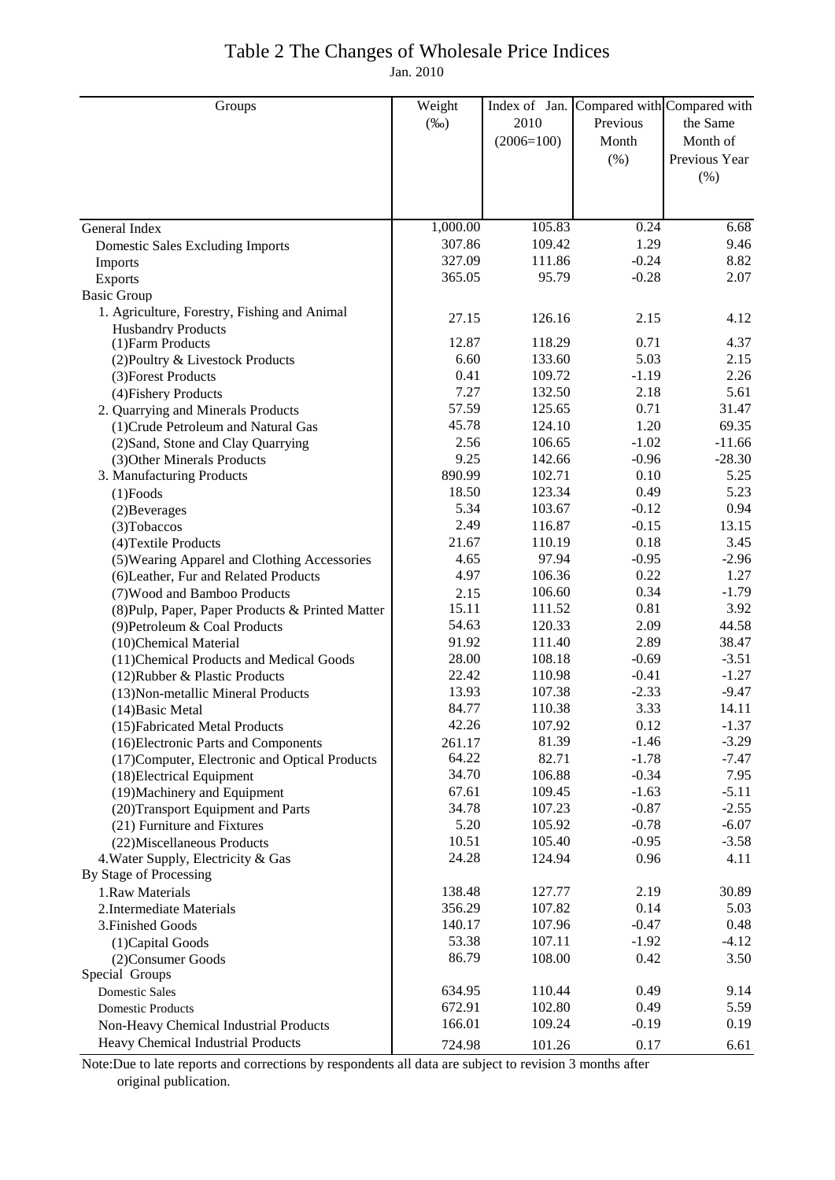# Table 2 The Changes of Wholesale Price Indices

Jan. 2010

| Groups | Weight (‰) | Index of Jan. 2010 (2006=100) | Compared with Previous Month (%) | Compared with the Same Month of Previous Year (%) |
|---|---|---|---|---|
| General Index | 1,000.00 | 105.83 | 0.24 | 6.68 |
| Domestic Sales Excluding Imports | 307.86 | 109.42 | 1.29 | 9.46 |
| Imports | 327.09 | 111.86 | -0.24 | 8.82 |
| Exports | 365.05 | 95.79 | -0.28 | 2.07 |
| Basic Group | | | | |
| 1. Agriculture, Forestry, Fishing and Animal Husbandry Products | 27.15 | 126.16 | 2.15 | 4.12 |
| (1)Farm Products | 12.87 | 118.29 | 0.71 | 4.37 |
| (2)Poultry & Livestock Products | 6.60 | 133.60 | 5.03 | 2.15 |
| (3)Forest Products | 0.41 | 109.72 | -1.19 | 2.26 |
| (4)Fishery Products | 7.27 | 132.50 | 2.18 | 5.61 |
| 2. Quarrying and Minerals Products | 57.59 | 125.65 | 0.71 | 31.47 |
| (1)Crude Petroleum and Natural Gas | 45.78 | 124.10 | 1.20 | 69.35 |
| (2)Sand, Stone and Clay Quarrying | 2.56 | 106.65 | -1.02 | -11.66 |
| (3)Other Minerals Products | 9.25 | 142.66 | -0.96 | -28.30 |
| 3. Manufacturing Products | 890.99 | 102.71 | 0.10 | 5.25 |
| (1)Foods | 18.50 | 123.34 | 0.49 | 5.23 |
| (2)Beverages | 5.34 | 103.67 | -0.12 | 0.94 |
| (3)Tobaccos | 2.49 | 116.87 | -0.15 | 13.15 |
| (4)Textile Products | 21.67 | 110.19 | 0.18 | 3.45 |
| (5)Wearing Apparel and Clothing Accessories | 4.65 | 97.94 | -0.95 | -2.96 |
| (6)Leather, Fur and Related Products | 4.97 | 106.36 | 0.22 | 1.27 |
| (7)Wood and Bamboo Products | 2.15 | 106.60 | 0.34 | -1.79 |
| (8)Pulp, Paper, Paper Products & Printed Matter | 15.11 | 111.52 | 0.81 | 3.92 |
| (9)Petroleum & Coal Products | 54.63 | 120.33 | 2.09 | 44.58 |
| (10)Chemical Material | 91.92 | 111.40 | 2.89 | 38.47 |
| (11)Chemical Products and Medical Goods | 28.00 | 108.18 | -0.69 | -3.51 |
| (12)Rubber & Plastic Products | 22.42 | 110.98 | -0.41 | -1.27 |
| (13)Non-metallic Mineral Products | 13.93 | 107.38 | -2.33 | -9.47 |
| (14)Basic Metal | 84.77 | 110.38 | 3.33 | 14.11 |
| (15)Fabricated Metal Products | 42.26 | 107.92 | 0.12 | -1.37 |
| (16)Electronic Parts and Components | 261.17 | 81.39 | -1.46 | -3.29 |
| (17)Computer, Electronic and Optical Products | 64.22 | 82.71 | -1.78 | -7.47 |
| (18)Electrical Equipment | 34.70 | 106.88 | -0.34 | 7.95 |
| (19)Machinery and Equipment | 67.61 | 109.45 | -1.63 | -5.11 |
| (20)Transport Equipment and Parts | 34.78 | 107.23 | -0.87 | -2.55 |
| (21) Furniture and Fixtures | 5.20 | 105.92 | -0.78 | -6.07 |
| (22)Miscellaneous Products | 10.51 | 105.40 | -0.95 | -3.58 |
| 4.Water Supply, Electricity & Gas | 24.28 | 124.94 | 0.96 | 4.11 |
| By Stage of Processing | | | | |
| 1.Raw Materials | 138.48 | 127.77 | 2.19 | 30.89 |
| 2.Intermediate Materials | 356.29 | 107.82 | 0.14 | 5.03 |
| 3.Finished Goods | 140.17 | 107.96 | -0.47 | 0.48 |
| (1)Capital Goods | 53.38 | 107.11 | -1.92 | -4.12 |
| (2)Consumer Goods | 86.79 | 108.00 | 0.42 | 3.50 |
| Special Groups | | | | |
| Domestic Sales | 634.95 | 110.44 | 0.49 | 9.14 |
| Domestic Products | 672.91 | 102.80 | 0.49 | 5.59 |
| Non-Heavy Chemical Industrial Products | 166.01 | 109.24 | -0.19 | 0.19 |
| Heavy Chemical Industrial Products | 724.98 | 101.26 | 0.17 | 6.61 |

Note:Due to late reports and corrections by respondents all data are subject to revision 3 months after original publication.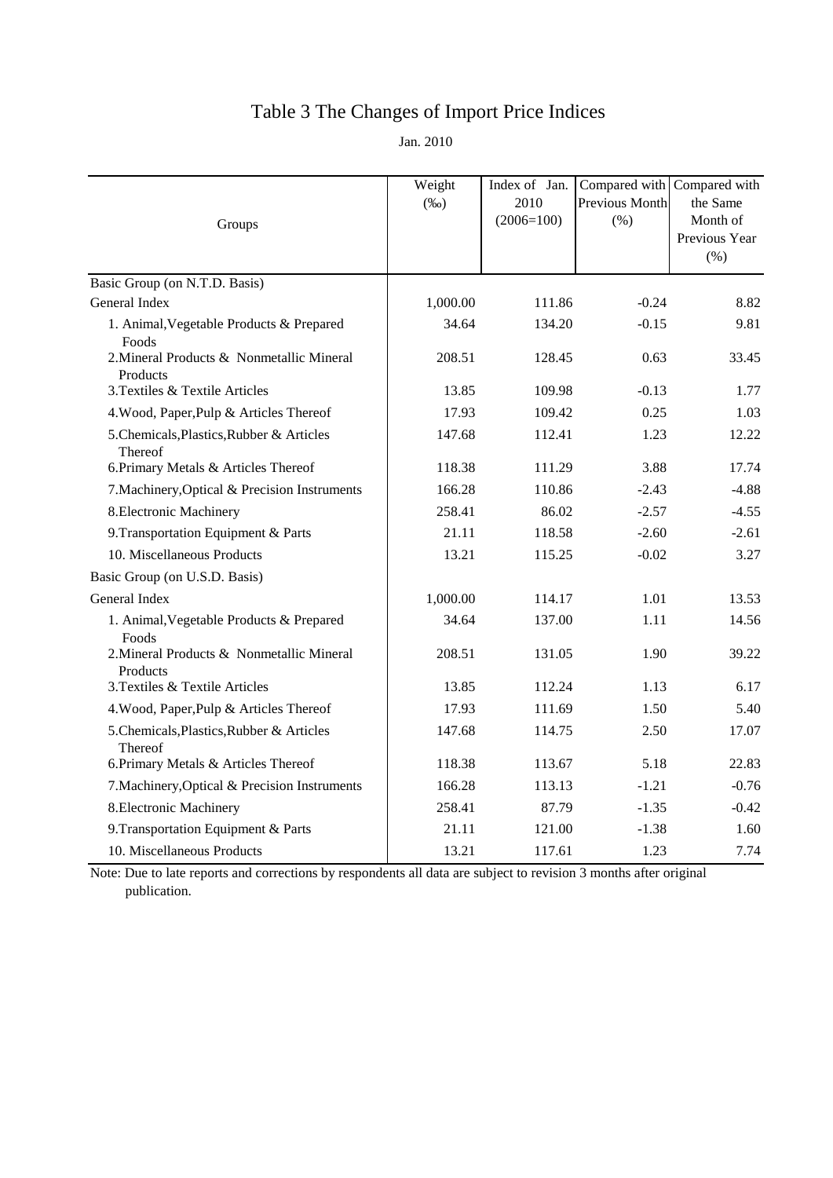# Table 3 The Changes of Import Price Indices

Jan. 2010

| Groups | Weight (‰) | Index of Jan. 2010 (2006=100) | Compared with Previous Month (%) | Compared with the Same Month of Previous Year (%) |
|---|---|---|---|---|
| Basic Group (on N.T.D. Basis) | | | | |
| General Index | 1,000.00 | 111.86 | -0.24 | 8.82 |
| 1. Animal,Vegetable Products & Prepared Foods | 34.64 | 134.20 | -0.15 | 9.81 |
| 2.Mineral Products & Nonmetallic Mineral Products | 208.51 | 128.45 | 0.63 | 33.45 |
| 3.Textiles & Textile Articles | 13.85 | 109.98 | -0.13 | 1.77 |
| 4.Wood, Paper,Pulp & Articles Thereof | 17.93 | 109.42 | 0.25 | 1.03 |
| 5.Chemicals,Plastics,Rubber & Articles Thereof | 147.68 | 112.41 | 1.23 | 12.22 |
| 6.Primary Metals & Articles Thereof | 118.38 | 111.29 | 3.88 | 17.74 |
| 7.Machinery,Optical & Precision Instruments | 166.28 | 110.86 | -2.43 | -4.88 |
| 8.Electronic Machinery | 258.41 | 86.02 | -2.57 | -4.55 |
| 9.Transportation Equipment & Parts | 21.11 | 118.58 | -2.60 | -2.61 |
| 10. Miscellaneous Products | 13.21 | 115.25 | -0.02 | 3.27 |
| Basic Group (on U.S.D. Basis) | | | | |
| General Index | 1,000.00 | 114.17 | 1.01 | 13.53 |
| 1. Animal,Vegetable Products & Prepared Foods | 34.64 | 137.00 | 1.11 | 14.56 |
| 2.Mineral Products & Nonmetallic Mineral Products | 208.51 | 131.05 | 1.90 | 39.22 |
| 3.Textiles & Textile Articles | 13.85 | 112.24 | 1.13 | 6.17 |
| 4.Wood, Paper,Pulp & Articles Thereof | 17.93 | 111.69 | 1.50 | 5.40 |
| 5.Chemicals,Plastics,Rubber & Articles Thereof | 147.68 | 114.75 | 2.50 | 17.07 |
| 6.Primary Metals & Articles Thereof | 118.38 | 113.67 | 5.18 | 22.83 |
| 7.Machinery,Optical & Precision Instruments | 166.28 | 113.13 | -1.21 | -0.76 |
| 8.Electronic Machinery | 258.41 | 87.79 | -1.35 | -0.42 |
| 9.Transportation Equipment & Parts | 21.11 | 121.00 | -1.38 | 1.60 |
| 10. Miscellaneous Products | 13.21 | 117.61 | 1.23 | 7.74 |

Note: Due to late reports and corrections by respondents all data are subject to revision 3 months after original publication.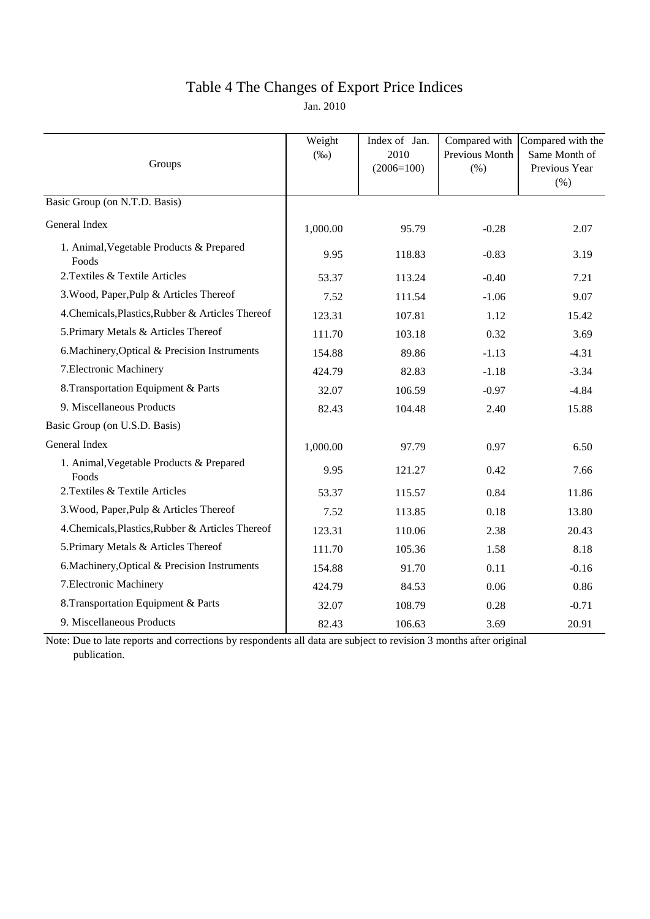# Table 4 The Changes of Export Price Indices

Jan. 2010

| Groups | Weight (‰) | Index of Jan. 2010 (2006=100) | Compared with Previous Month (%) | Compared with the Same Month of Previous Year (%) |
|---|---|---|---|---|
| Basic Group (on N.T.D. Basis) | | | | |
| General Index | 1,000.00 | 95.79 | -0.28 | 2.07 |
| 1. Animal,Vegetable Products & Prepared Foods | 9.95 | 118.83 | -0.83 | 3.19 |
| 2.Textiles & Textile Articles | 53.37 | 113.24 | -0.40 | 7.21 |
| 3.Wood, Paper,Pulp & Articles Thereof | 7.52 | 111.54 | -1.06 | 9.07 |
| 4.Chemicals,Plastics,Rubber & Articles Thereof | 123.31 | 107.81 | 1.12 | 15.42 |
| 5.Primary Metals & Articles Thereof | 111.70 | 103.18 | 0.32 | 3.69 |
| 6.Machinery,Optical & Precision Instruments | 154.88 | 89.86 | -1.13 | -4.31 |
| 7.Electronic Machinery | 424.79 | 82.83 | -1.18 | -3.34 |
| 8.Transportation Equipment & Parts | 32.07 | 106.59 | -0.97 | -4.84 |
| 9. Miscellaneous Products | 82.43 | 104.48 | 2.40 | 15.88 |
| Basic Group (on U.S.D. Basis) | | | | |
| General Index | 1,000.00 | 97.79 | 0.97 | 6.50 |
| 1. Animal,Vegetable Products & Prepared Foods | 9.95 | 121.27 | 0.42 | 7.66 |
| 2.Textiles & Textile Articles | 53.37 | 115.57 | 0.84 | 11.86 |
| 3.Wood, Paper,Pulp & Articles Thereof | 7.52 | 113.85 | 0.18 | 13.80 |
| 4.Chemicals,Plastics,Rubber & Articles Thereof | 123.31 | 110.06 | 2.38 | 20.43 |
| 5.Primary Metals & Articles Thereof | 111.70 | 105.36 | 1.58 | 8.18 |
| 6.Machinery,Optical & Precision Instruments | 154.88 | 91.70 | 0.11 | -0.16 |
| 7.Electronic Machinery | 424.79 | 84.53 | 0.06 | 0.86 |
| 8.Transportation Equipment & Parts | 32.07 | 108.79 | 0.28 | -0.71 |
| 9. Miscellaneous Products | 82.43 | 106.63 | 3.69 | 20.91 |

Note: Due to late reports and corrections by respondents all data are subject to revision 3 months after original publication.